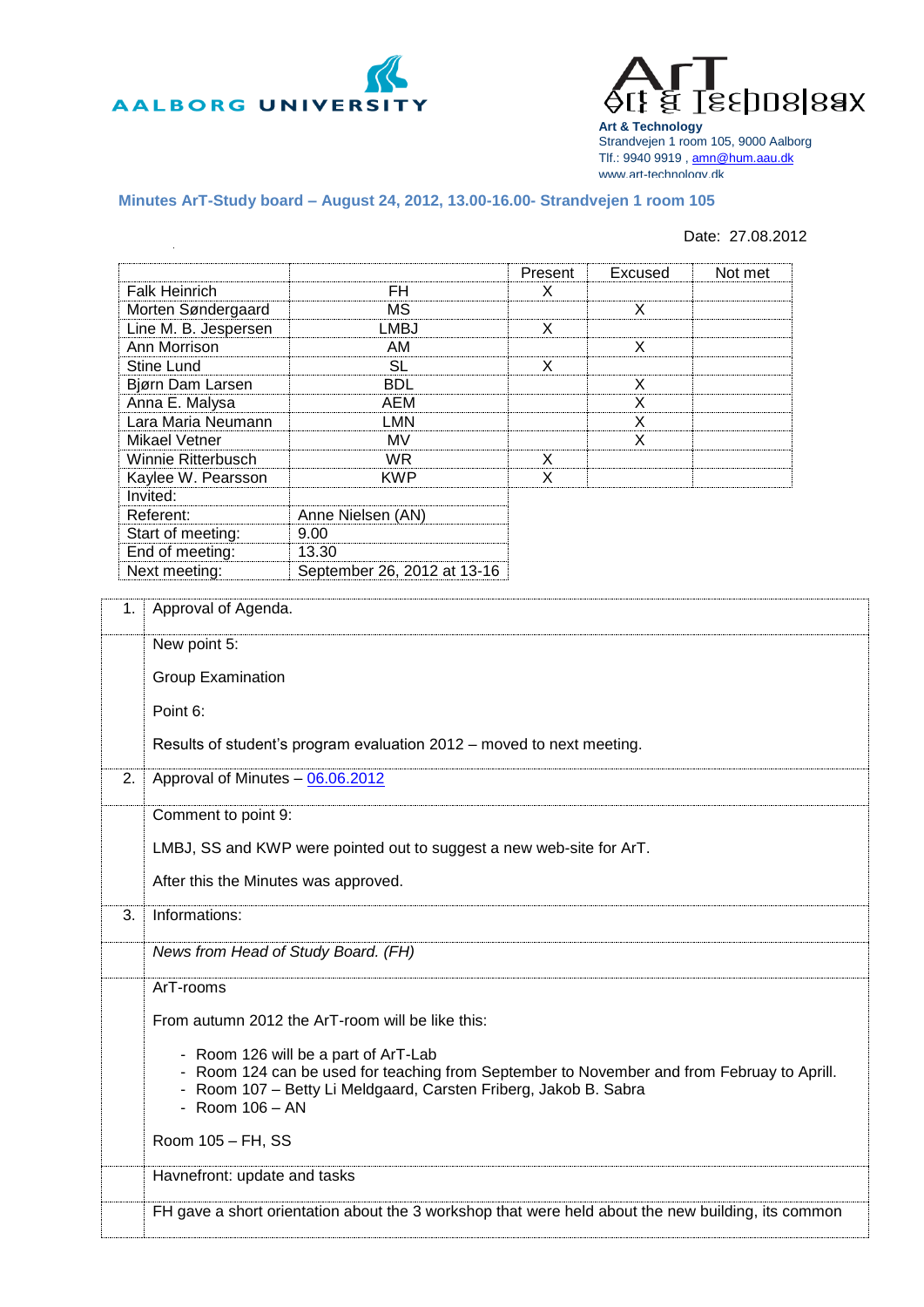AALBORG UNIVERSITY

ArT
Art & Technology

**Art & Technology**
Strandvejen 1 room 105, 9000 Aalborg
Tlf.: 9940 9919 , amn@hum.aau.dk
www.art-technology.dk

## Minutes ArT-Study board – August 24, 2012, 13.00-16.00- Strandvejen 1 room 105

Date: 27.08.2012

| | | Present | Excused | Not met |
|---|---|---|---|---|
| Falk Heinrich | FH | X | | |
| Morten Søndergaard | MS | | X | |
| Line M. B. Jespersen | LMBJ | X | | |
| Ann Morrison | AM | | X | |
| Stine Lund | SL | X | | |
| Bjørn Dam Larsen | BDL | | X | |
| Anna E. Malysa | AEM | | X | |
| Lara Maria Neumann | LMN | | X | |
| Mikael Vetner | MV | | X | |
| Winnie Ritterbusch | WR | X | | |
| Kaylee W. Pearsson | KWP | X | | |
| Invited: | | | | |
| Referent: | Anne Nielsen (AN) | | | |
| Start of meeting: | 9.00 | | | |
| End of meeting: | 13.30 | | | |
| Next meeting: | September 26, 2012 at 13-16 | | | |

1. Approval of Agenda.

New point 5:

Group Examination

Point 6:

Results of student's program evaluation 2012 – moved to next meeting.

2. Approval of Minutes – 06.06.2012

Comment to point 9:

LMBJ, SS and KWP were pointed out to suggest a new web-site for ArT.

After this the Minutes was approved.

3. Informations:

*News from Head of Study Board. (FH)*

ArT-rooms

From autumn 2012 the ArT-room will be like this:

- Room 126 will be a part of ArT-Lab
- Room 124 can be used for teaching from September to November and from Februay to Aprill.
- Room 107 – Betty Li Meldgaard, Carsten Friberg, Jakob B. Sabra
- Room 106 – AN

Room 105 – FH, SS

Havnefront: update and tasks

FH gave a short orientation about the 3 workshop that were held about the new building, its common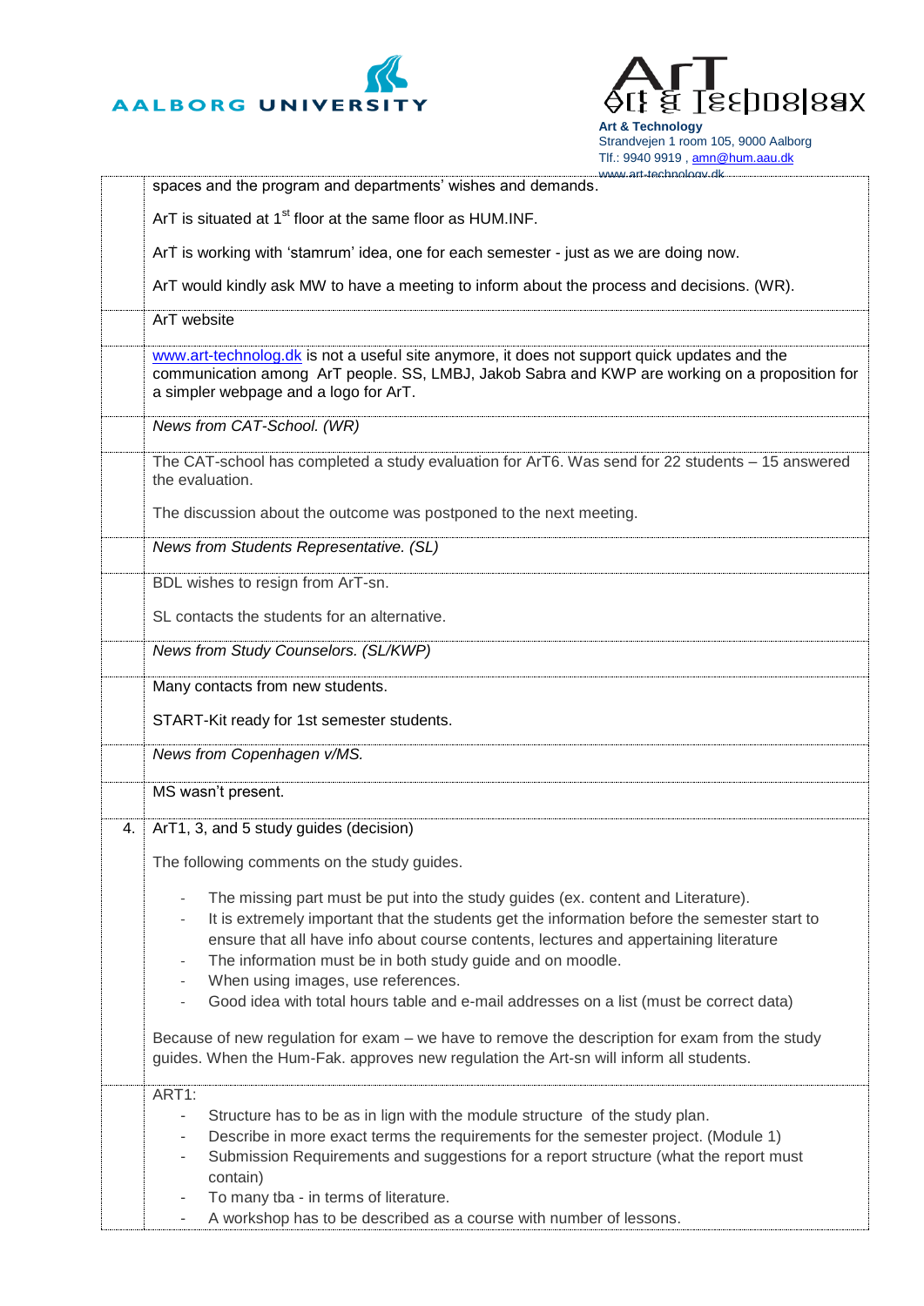spaces and the program and departments' wishes and demands.

ArT is situated at 1st floor at the same floor as HUM.INF.

ArT is working with 'stamrum' idea, one for each semester - just as we are doing now.

ArT would kindly ask MW to have a meeting to inform about the process and decisions. (WR).

ArT website

www.art-technolog.dk is not a useful site anymore, it does not support quick updates and the communication among ArT people. SS, LMBJ, Jakob Sabra and KWP are working on a proposition for a simpler webpage and a logo for ArT.

*News from CAT-School. (WR)*

The CAT-school has completed a study evaluation for ArT6. Was send for 22 students – 15 answered the evaluation.

The discussion about the outcome was postponed to the next meeting.

*News from Students Representative. (SL)*

BDL wishes to resign from ArT-sn.

SL contacts the students for an alternative.

*News from Study Counselors. (SL/KWP)*

Many contacts from new students.

START-Kit ready for 1st semester students.

*News from Copenhagen v/MS.*

MS wasn't present.

4. ArT1, 3, and 5 study guides (decision)

The following comments on the study guides.

- The missing part must be put into the study guides (ex. content and Literature).
- It is extremely important that the students get the information before the semester start to ensure that all have info about course contents, lectures and appertaining literature
- The information must be in both study guide and on moodle.
- When using images, use references.
- Good idea with total hours table and e-mail addresses on a list (must be correct data)

Because of new regulation for exam – we have to remove the description for exam from the study guides. When the Hum-Fak. approves new regulation the Art-sn will inform all students.

ART1:

- Structure has to be as in lign with the module structure of the study plan.
- Describe in more exact terms the requirements for the semester project. (Module 1)
- Submission Requirements and suggestions for a report structure (what the report must contain)
- To many tba - in terms of literature.
- A workshop has to be described as a course with number of lessons.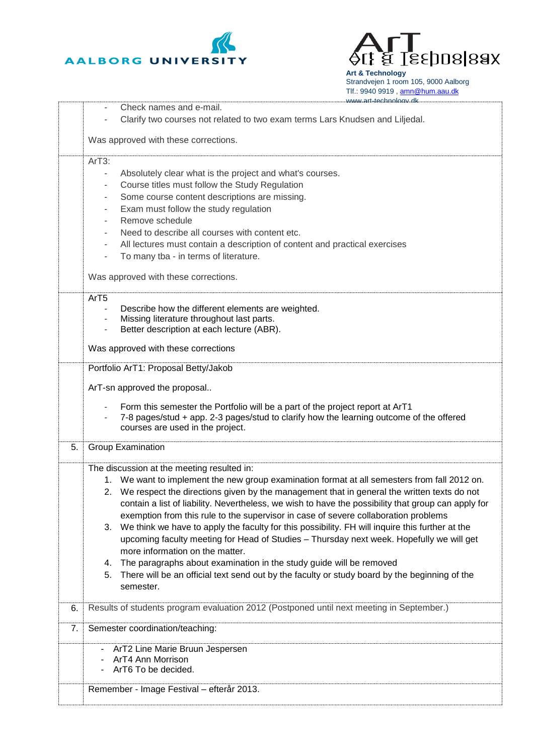| | |
|---|---|
| | - Check names and e-mail.<br>- Clarify two courses not related to two exam terms Lars Knudsen and Liljedal.<br><br>Was approved with these corrections. |
| | ArT3:<br>- Absolutely clear what is the project and what's courses.<br>- Course titles must follow the Study Regulation<br>- Some course content descriptions are missing.<br>- Exam must follow the study regulation<br>- Remove schedule<br>- Need to describe all courses with content etc.<br>- All lectures must contain a description of content and practical exercises<br>- To many tba - in terms of literature.<br><br>Was approved with these corrections. |
| | ArT5<br>- Describe how the different elements are weighted.<br>- Missing literature throughout last parts.<br>- Better description at each lecture (ABR).<br><br>Was approved with these corrections |
| | Portfolio ArT1: Proposal Betty/Jakob<br><br>ArT-sn approved the proposal..<br><br>- Form this semester the Portfolio will be a part of the project report at ArT1<br>- 7-8 pages/stud + app. 2-3 pages/stud to clarify how the learning outcome of the offered courses are used in the project. |
| 5. | Group Examination |
| | The discussion at the meeting resulted in:<br>1. We want to implement the new group examination format at all semesters from fall 2012 on.<br>2. We respect the directions given by the management that in general the written texts do not contain a list of liability. Nevertheless, we wish to have the possibility that group can apply for exemption from this rule to the supervisor in case of severe collaboration problems<br>3. We think we have to apply the faculty for this possibility. FH will inquire this further at the upcoming faculty meeting for Head of Studies – Thursday next week. Hopefully we will get more information on the matter.<br>4. The paragraphs about examination in the study guide will be removed<br>5. There will be an official text send out by the faculty or study board by the beginning of the semester. |
| 6. | Results of students program evaluation 2012 (Postponed until next meeting in September.) |
| 7. | Semester coordination/teaching: |
| | - ArT2 Line Marie Bruun Jespersen<br>- ArT4 Ann Morrison<br>- ArT6 To be decided. |
| | Remember - Image Festival – efterår 2013. |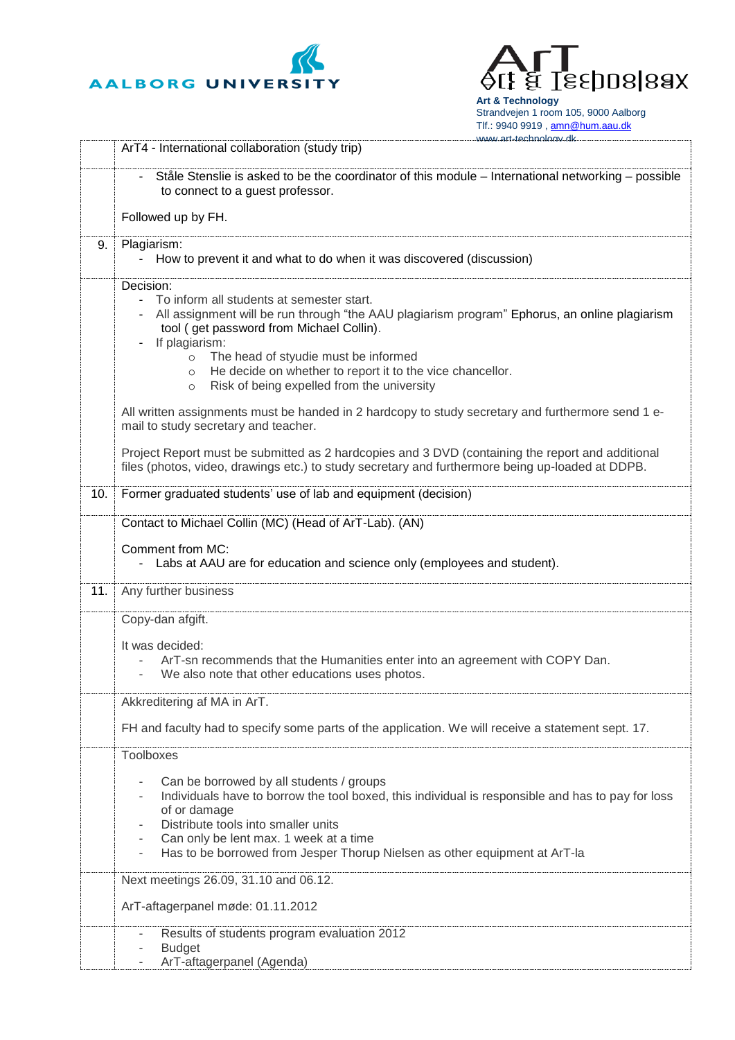**AALBORG UNIVERSITY**

**Art & Technology**
Strandvejen 1 room 105, 9000 Aalborg
Tlf.: 9940 9919 , amn@hum.aau.dk
www.art-technology.dk

| | |
|---|---|
| | ArT4 - International collaboration (study trip) |
| | - Ståle Stenslie is asked to be the coordinator of this module – International networking – possible to connect to a guest professor.<br><br>Followed up by FH. |
| 9. | Plagiarism:<br>- How to prevent it and what to do when it was discovered (discussion) |
| | Decision:<br>- To inform all students at semester start.<br>- All assignment will be run through "the AAU plagiarism program" Ephorus, an online plagiarism tool ( get password from Michael Collin).<br>- If plagiarism:<br>  ○ The head of styudie must be informed<br>  ○ He decide on whether to report it to the vice chancellor.<br>  ○ Risk of being expelled from the university<br><br>All written assignments must be handed in 2 hardcopy to study secretary and furthermore send 1 e-mail to study secretary and teacher.<br><br>Project Report must be submitted as 2 hardcopies and 3 DVD (containing the report and additional files (photos, video, drawings etc.) to study secretary and furthermore being up-loaded at DDPB. |
| 10. | Former graduated students' use of lab and equipment (decision) |
| | Contact to Michael Collin (MC) (Head of ArT-Lab). (AN)<br><br>Comment from MC:<br>- Labs at AAU are for education and science only (employees and student). |
| 11. | Any further business |
| | Copy-dan afgift.<br><br>It was decided:<br>- ArT-sn recommends that the Humanities enter into an agreement with COPY Dan.<br>- We also note that other educations uses photos. |
| | Akkreditering af MA in ArT.<br><br>FH and faculty had to specify some parts of the application. We will receive a statement sept. 17. |
| | Toolboxes<br><br>- Can be borrowed by all students / groups<br>- Individuals have to borrow the tool boxed, this individual is responsible and has to pay for loss of or damage<br>- Distribute tools into smaller units<br>- Can only be lent max. 1 week at a time<br>- Has to be borrowed from Jesper Thorup Nielsen as other equipment at ArT-la |
| | Next meetings 26.09, 31.10 and 06.12.<br><br>ArT-aftagerpanel møde: 01.11.2012 |
| | - Results of students program evaluation 2012<br>- Budget<br>- ArT-aftagerpanel (Agenda) |